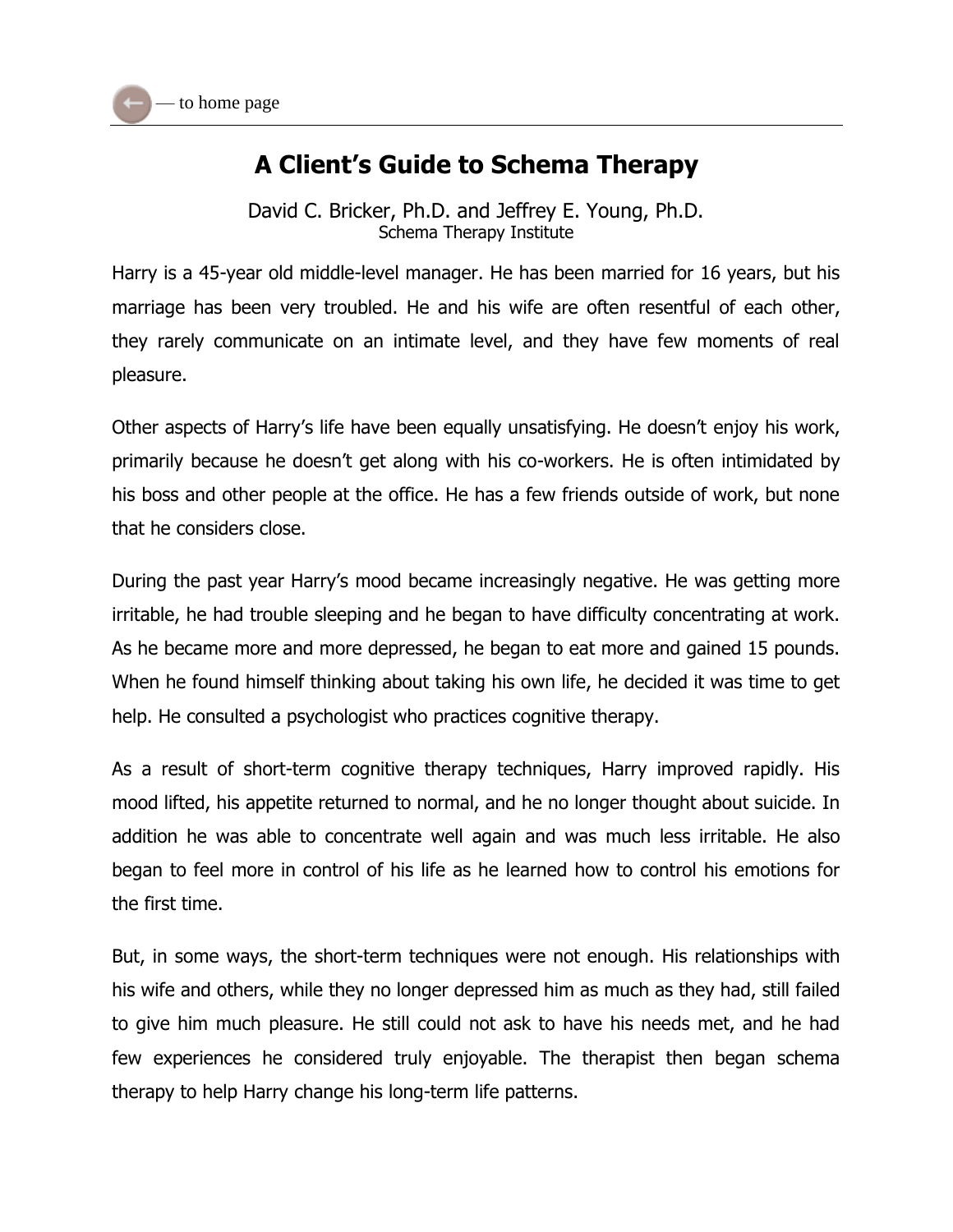# A Client's Guide to Schema Therapy

David C. Bricker, Ph.D. and Jeffrey E. Young, Ph.D.
Schema Therapy Institute

Harry is a 45-year old middle-level manager. He has been married for 16 years, but his marriage has been very troubled. He and his wife are often resentful of each other, they rarely communicate on an intimate level, and they have few moments of real pleasure.

Other aspects of Harry's life have been equally unsatisfying. He doesn't enjoy his work, primarily because he doesn't get along with his co-workers. He is often intimidated by his boss and other people at the office. He has a few friends outside of work, but none that he considers close.

During the past year Harry's mood became increasingly negative. He was getting more irritable, he had trouble sleeping and he began to have difficulty concentrating at work. As he became more and more depressed, he began to eat more and gained 15 pounds. When he found himself thinking about taking his own life, he decided it was time to get help. He consulted a psychologist who practices cognitive therapy.

As a result of short-term cognitive therapy techniques, Harry improved rapidly. His mood lifted, his appetite returned to normal, and he no longer thought about suicide. In addition he was able to concentrate well again and was much less irritable. He also began to feel more in control of his life as he learned how to control his emotions for the first time.

But, in some ways, the short-term techniques were not enough. His relationships with his wife and others, while they no longer depressed him as much as they had, still failed to give him much pleasure. He still could not ask to have his needs met, and he had few experiences he considered truly enjoyable. The therapist then began schema therapy to help Harry change his long-term life patterns.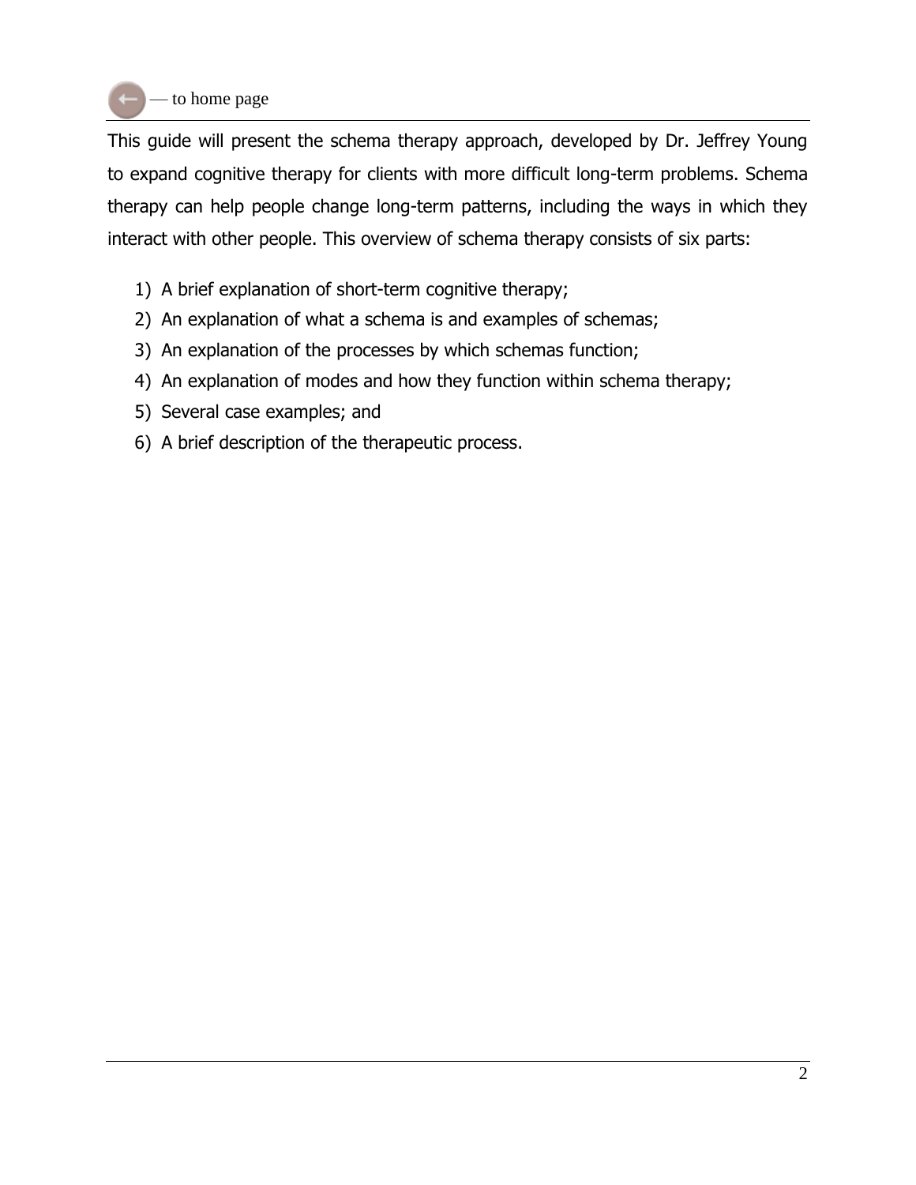— to home page

This guide will present the schema therapy approach, developed by Dr. Jeffrey Young to expand cognitive therapy for clients with more difficult long-term problems. Schema therapy can help people change long-term patterns, including the ways in which they interact with other people. This overview of schema therapy consists of six parts:

1) A brief explanation of short-term cognitive therapy;
2) An explanation of what a schema is and examples of schemas;
3) An explanation of the processes by which schemas function;
4) An explanation of modes and how they function within schema therapy;
5) Several case examples; and
6) A brief description of the therapeutic process.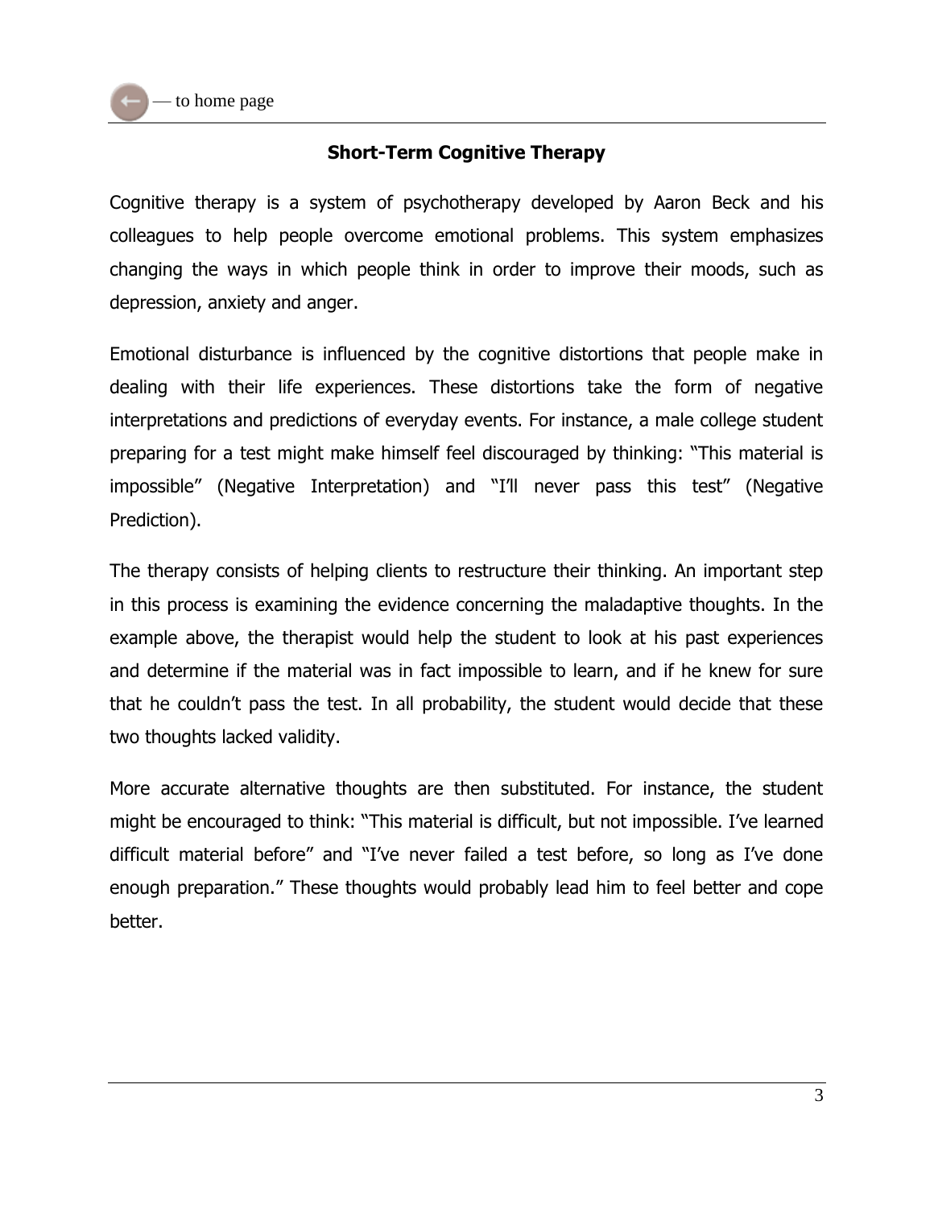## Short-Term Cognitive Therapy

Cognitive therapy is a system of psychotherapy developed by Aaron Beck and his colleagues to help people overcome emotional problems. This system emphasizes changing the ways in which people think in order to improve their moods, such as depression, anxiety and anger.

Emotional disturbance is influenced by the cognitive distortions that people make in dealing with their life experiences. These distortions take the form of negative interpretations and predictions of everyday events. For instance, a male college student preparing for a test might make himself feel discouraged by thinking: "This material is impossible" (Negative Interpretation) and "I'll never pass this test" (Negative Prediction).

The therapy consists of helping clients to restructure their thinking. An important step in this process is examining the evidence concerning the maladaptive thoughts. In the example above, the therapist would help the student to look at his past experiences and determine if the material was in fact impossible to learn, and if he knew for sure that he couldn't pass the test. In all probability, the student would decide that these two thoughts lacked validity.

More accurate alternative thoughts are then substituted. For instance, the student might be encouraged to think: "This material is difficult, but not impossible. I've learned difficult material before" and "I've never failed a test before, so long as I've done enough preparation." These thoughts would probably lead him to feel better and cope better.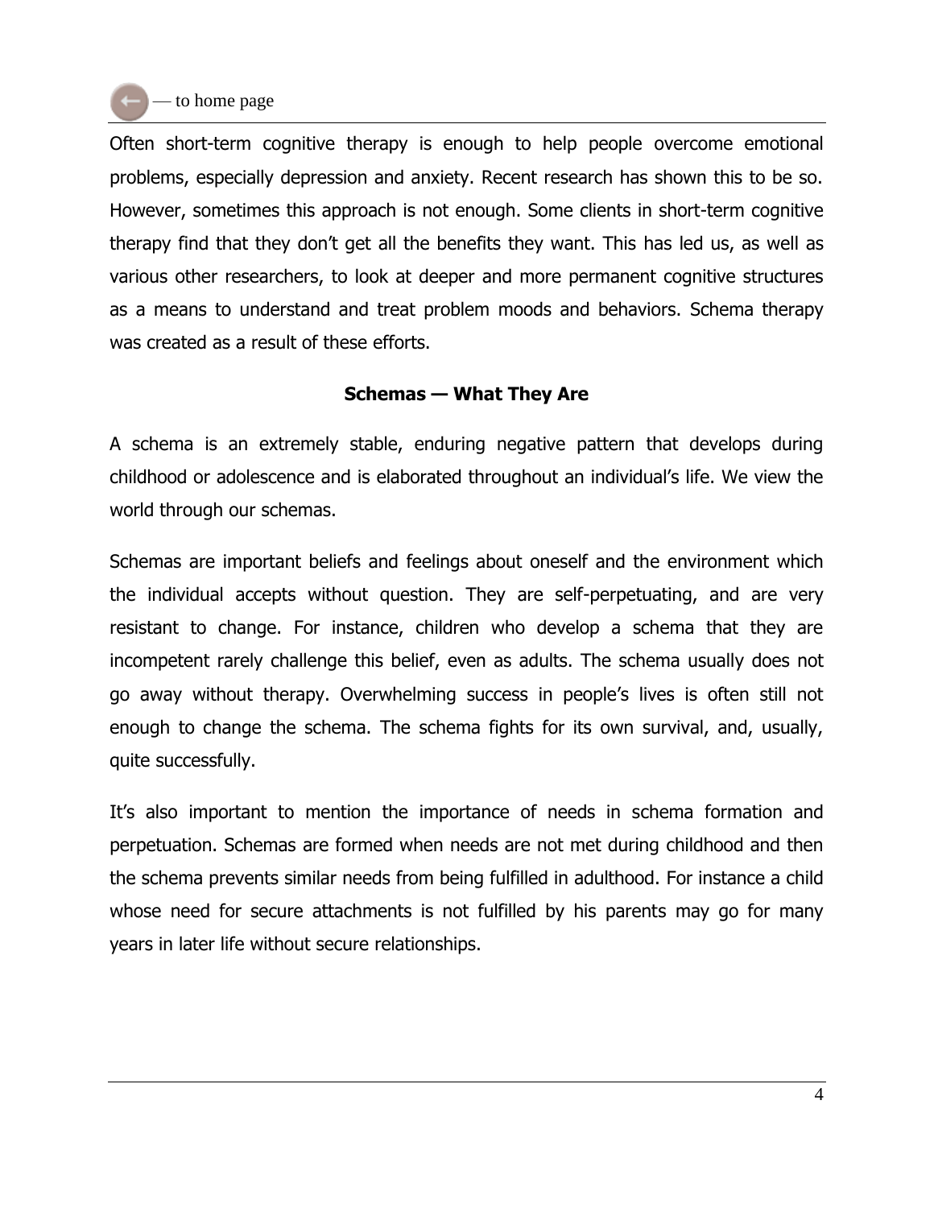Often short-term cognitive therapy is enough to help people overcome emotional problems, especially depression and anxiety. Recent research has shown this to be so. However, sometimes this approach is not enough. Some clients in short-term cognitive therapy find that they don't get all the benefits they want. This has led us, as well as various other researchers, to look at deeper and more permanent cognitive structures as a means to understand and treat problem moods and behaviors. Schema therapy was created as a result of these efforts.

## Schemas — What They Are

A schema is an extremely stable, enduring negative pattern that develops during childhood or adolescence and is elaborated throughout an individual's life. We view the world through our schemas.

Schemas are important beliefs and feelings about oneself and the environment which the individual accepts without question. They are self-perpetuating, and are very resistant to change. For instance, children who develop a schema that they are incompetent rarely challenge this belief, even as adults. The schema usually does not go away without therapy. Overwhelming success in people's lives is often still not enough to change the schema. The schema fights for its own survival, and, usually, quite successfully.

It's also important to mention the importance of needs in schema formation and perpetuation. Schemas are formed when needs are not met during childhood and then the schema prevents similar needs from being fulfilled in adulthood. For instance a child whose need for secure attachments is not fulfilled by his parents may go for many years in later life without secure relationships.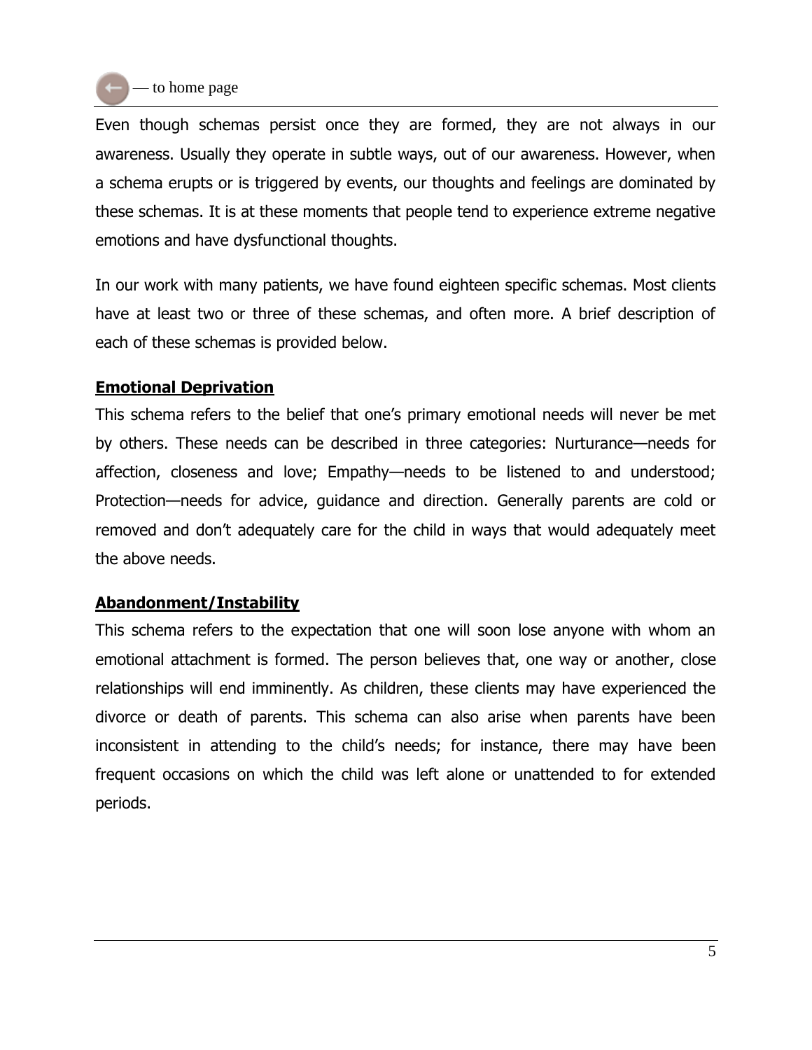Even though schemas persist once they are formed, they are not always in our awareness. Usually they operate in subtle ways, out of our awareness. However, when a schema erupts or is triggered by events, our thoughts and feelings are dominated by these schemas. It is at these moments that people tend to experience extreme negative emotions and have dysfunctional thoughts.

In our work with many patients, we have found eighteen specific schemas. Most clients have at least two or three of these schemas, and often more. A brief description of each of these schemas is provided below.

**Emotional Deprivation**

This schema refers to the belief that one's primary emotional needs will never be met by others. These needs can be described in three categories: Nurturance—needs for affection, closeness and love; Empathy—needs to be listened to and understood; Protection—needs for advice, guidance and direction. Generally parents are cold or removed and don't adequately care for the child in ways that would adequately meet the above needs.

**Abandonment/Instability**

This schema refers to the expectation that one will soon lose anyone with whom an emotional attachment is formed. The person believes that, one way or another, close relationships will end imminently. As children, these clients may have experienced the divorce or death of parents. This schema can also arise when parents have been inconsistent in attending to the child's needs; for instance, there may have been frequent occasions on which the child was left alone or unattended to for extended periods.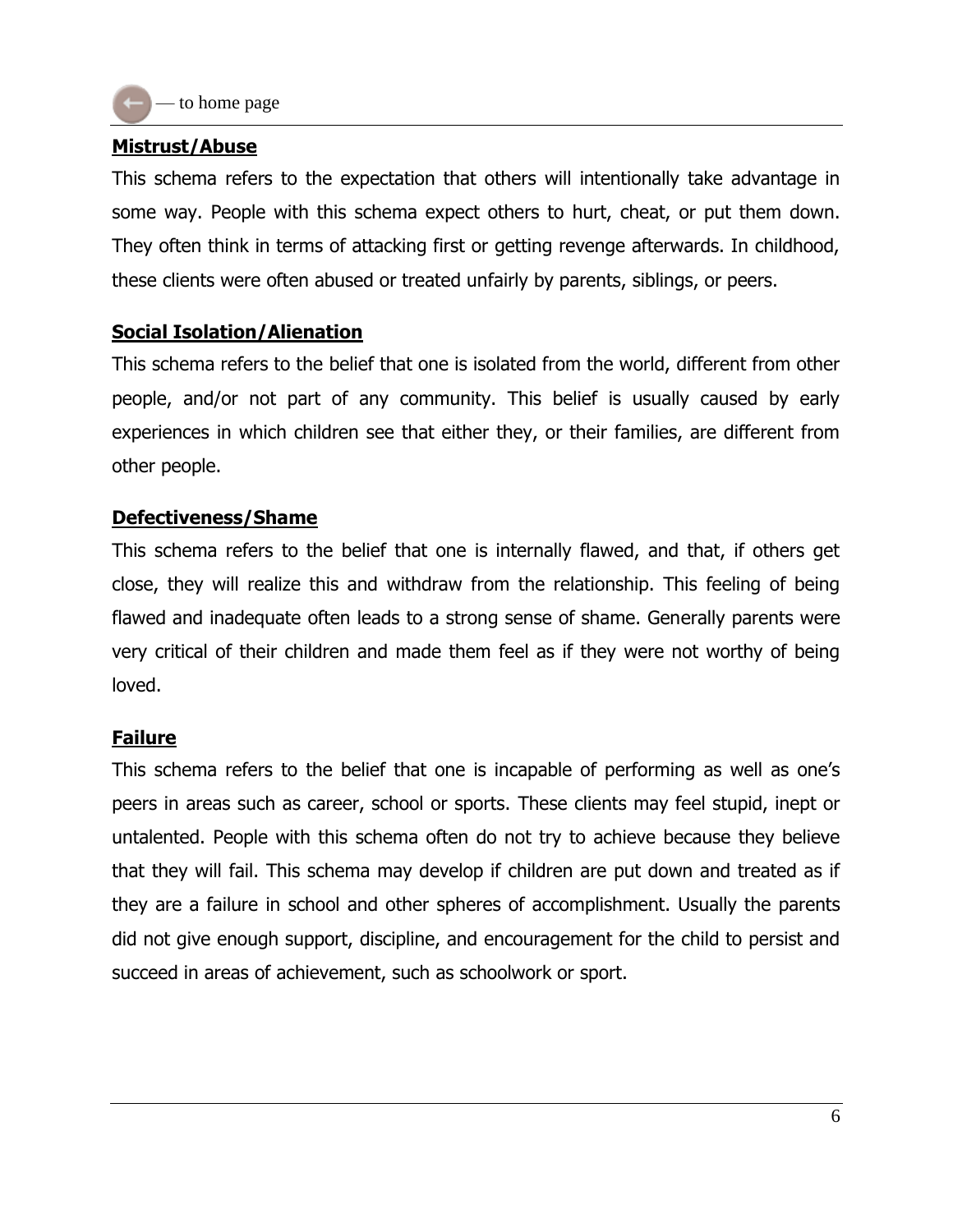**Mistrust/Abuse**

This schema refers to the expectation that others will intentionally take advantage in some way. People with this schema expect others to hurt, cheat, or put them down. They often think in terms of attacking first or getting revenge afterwards. In childhood, these clients were often abused or treated unfairly by parents, siblings, or peers.

**Social Isolation/Alienation**

This schema refers to the belief that one is isolated from the world, different from other people, and/or not part of any community. This belief is usually caused by early experiences in which children see that either they, or their families, are different from other people.

**Defectiveness/Shame**

This schema refers to the belief that one is internally flawed, and that, if others get close, they will realize this and withdraw from the relationship. This feeling of being flawed and inadequate often leads to a strong sense of shame. Generally parents were very critical of their children and made them feel as if they were not worthy of being loved.

**Failure**

This schema refers to the belief that one is incapable of performing as well as one's peers in areas such as career, school or sports. These clients may feel stupid, inept or untalented. People with this schema often do not try to achieve because they believe that they will fail. This schema may develop if children are put down and treated as if they are a failure in school and other spheres of accomplishment. Usually the parents did not give enough support, discipline, and encouragement for the child to persist and succeed in areas of achievement, such as schoolwork or sport.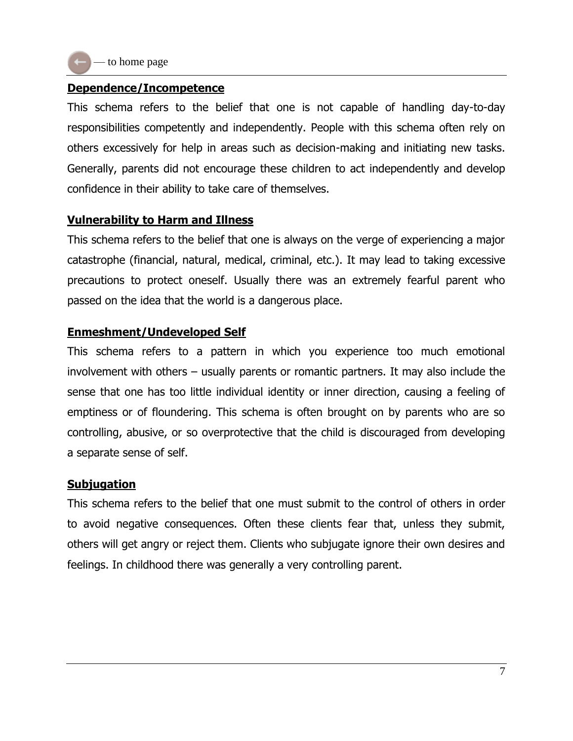### Dependence/Incompetence

This schema refers to the belief that one is not capable of handling day-to-day responsibilities competently and independently. People with this schema often rely on others excessively for help in areas such as decision-making and initiating new tasks. Generally, parents did not encourage these children to act independently and develop confidence in their ability to take care of themselves.

### Vulnerability to Harm and Illness

This schema refers to the belief that one is always on the verge of experiencing a major catastrophe (financial, natural, medical, criminal, etc.). It may lead to taking excessive precautions to protect oneself. Usually there was an extremely fearful parent who passed on the idea that the world is a dangerous place.

### Enmeshment/Undeveloped Self

This schema refers to a pattern in which you experience too much emotional involvement with others – usually parents or romantic partners. It may also include the sense that one has too little individual identity or inner direction, causing a feeling of emptiness or of floundering. This schema is often brought on by parents who are so controlling, abusive, or so overprotective that the child is discouraged from developing a separate sense of self.

### Subjugation

This schema refers to the belief that one must submit to the control of others in order to avoid negative consequences. Often these clients fear that, unless they submit, others will get angry or reject them. Clients who subjugate ignore their own desires and feelings. In childhood there was generally a very controlling parent.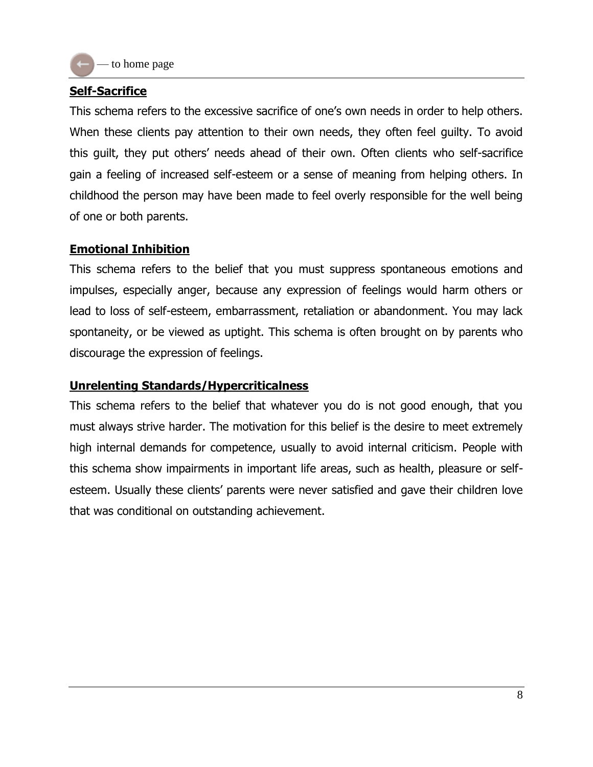**Self-Sacrifice**

This schema refers to the excessive sacrifice of one's own needs in order to help others. When these clients pay attention to their own needs, they often feel guilty. To avoid this guilt, they put others' needs ahead of their own. Often clients who self-sacrifice gain a feeling of increased self-esteem or a sense of meaning from helping others. In childhood the person may have been made to feel overly responsible for the well being of one or both parents.

**Emotional Inhibition**

This schema refers to the belief that you must suppress spontaneous emotions and impulses, especially anger, because any expression of feelings would harm others or lead to loss of self-esteem, embarrassment, retaliation or abandonment. You may lack spontaneity, or be viewed as uptight. This schema is often brought on by parents who discourage the expression of feelings.

**Unrelenting Standards/Hypercriticalness**

This schema refers to the belief that whatever you do is not good enough, that you must always strive harder. The motivation for this belief is the desire to meet extremely high internal demands for competence, usually to avoid internal criticism. People with this schema show impairments in important life areas, such as health, pleasure or self-esteem. Usually these clients' parents were never satisfied and gave their children love that was conditional on outstanding achievement.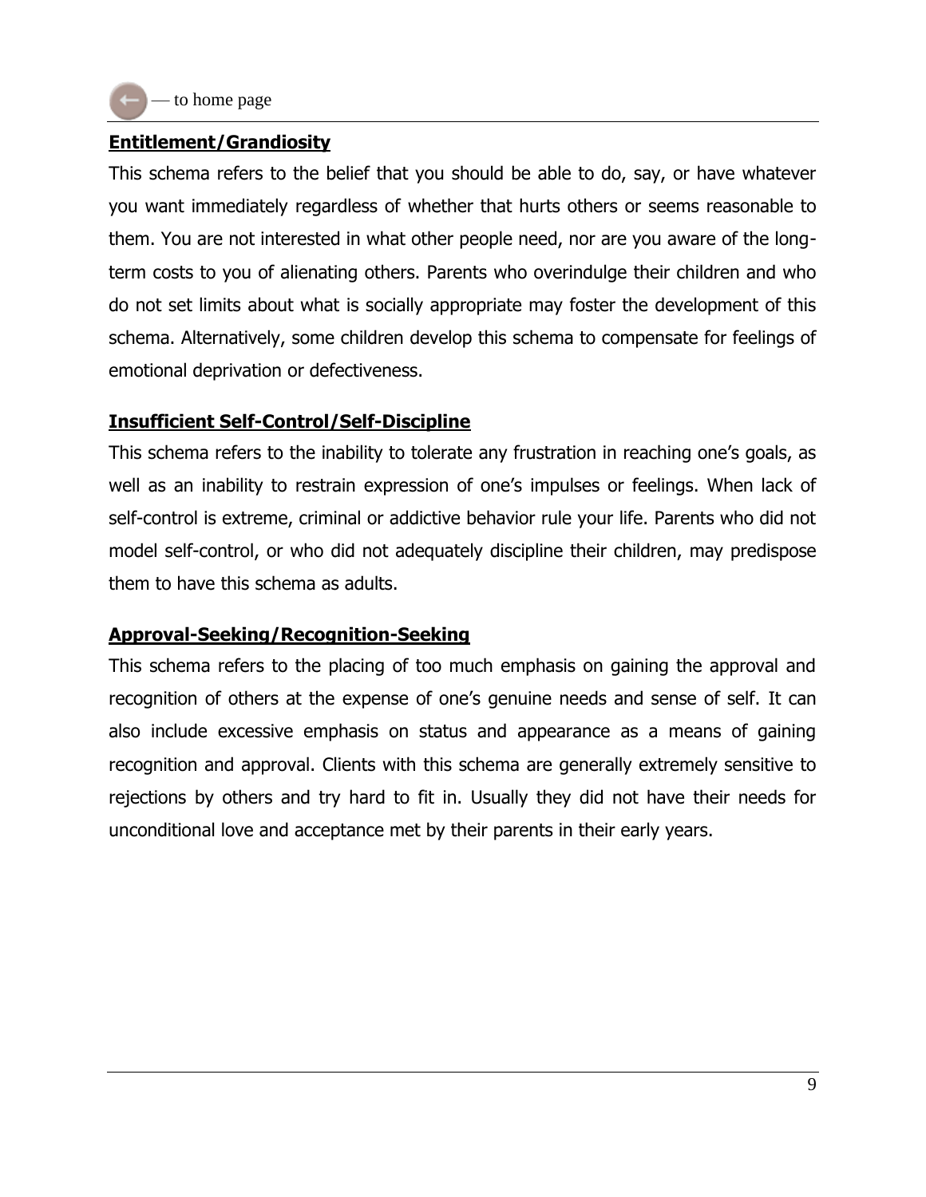**Entitlement/Grandiosity**

This schema refers to the belief that you should be able to do, say, or have whatever you want immediately regardless of whether that hurts others or seems reasonable to them. You are not interested in what other people need, nor are you aware of the long-term costs to you of alienating others. Parents who overindulge their children and who do not set limits about what is socially appropriate may foster the development of this schema. Alternatively, some children develop this schema to compensate for feelings of emotional deprivation or defectiveness.

**Insufficient Self-Control/Self-Discipline**

This schema refers to the inability to tolerate any frustration in reaching one's goals, as well as an inability to restrain expression of one's impulses or feelings. When lack of self-control is extreme, criminal or addictive behavior rule your life. Parents who did not model self-control, or who did not adequately discipline their children, may predispose them to have this schema as adults.

**Approval-Seeking/Recognition-Seeking**

This schema refers to the placing of too much emphasis on gaining the approval and recognition of others at the expense of one's genuine needs and sense of self. It can also include excessive emphasis on status and appearance as a means of gaining recognition and approval. Clients with this schema are generally extremely sensitive to rejections by others and try hard to fit in. Usually they did not have their needs for unconditional love and acceptance met by their parents in their early years.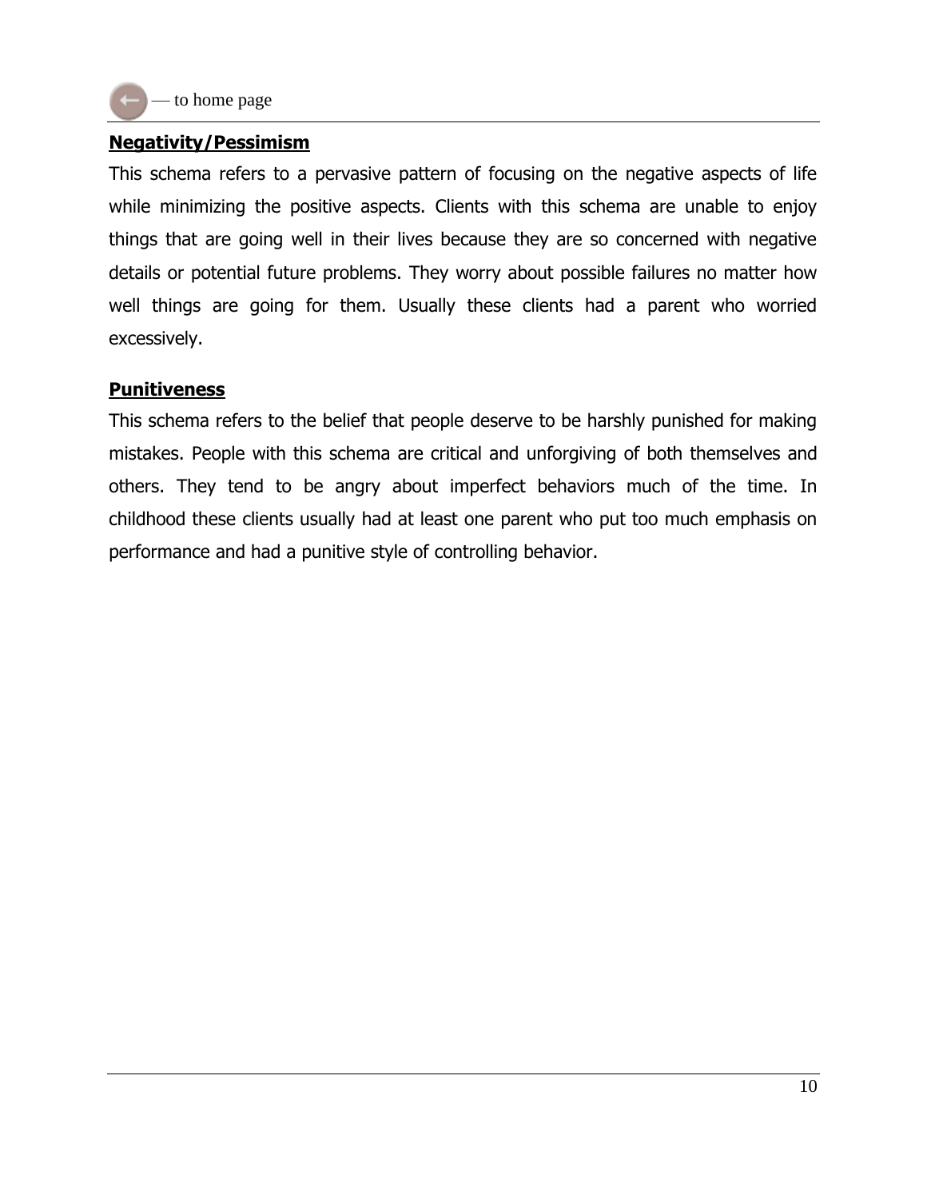— to home page

**Negativity/Pessimism**

This schema refers to a pervasive pattern of focusing on the negative aspects of life while minimizing the positive aspects. Clients with this schema are unable to enjoy things that are going well in their lives because they are so concerned with negative details or potential future problems. They worry about possible failures no matter how well things are going for them. Usually these clients had a parent who worried excessively.

**Punitiveness**

This schema refers to the belief that people deserve to be harshly punished for making mistakes. People with this schema are critical and unforgiving of both themselves and others. They tend to be angry about imperfect behaviors much of the time. In childhood these clients usually had at least one parent who put too much emphasis on performance and had a punitive style of controlling behavior.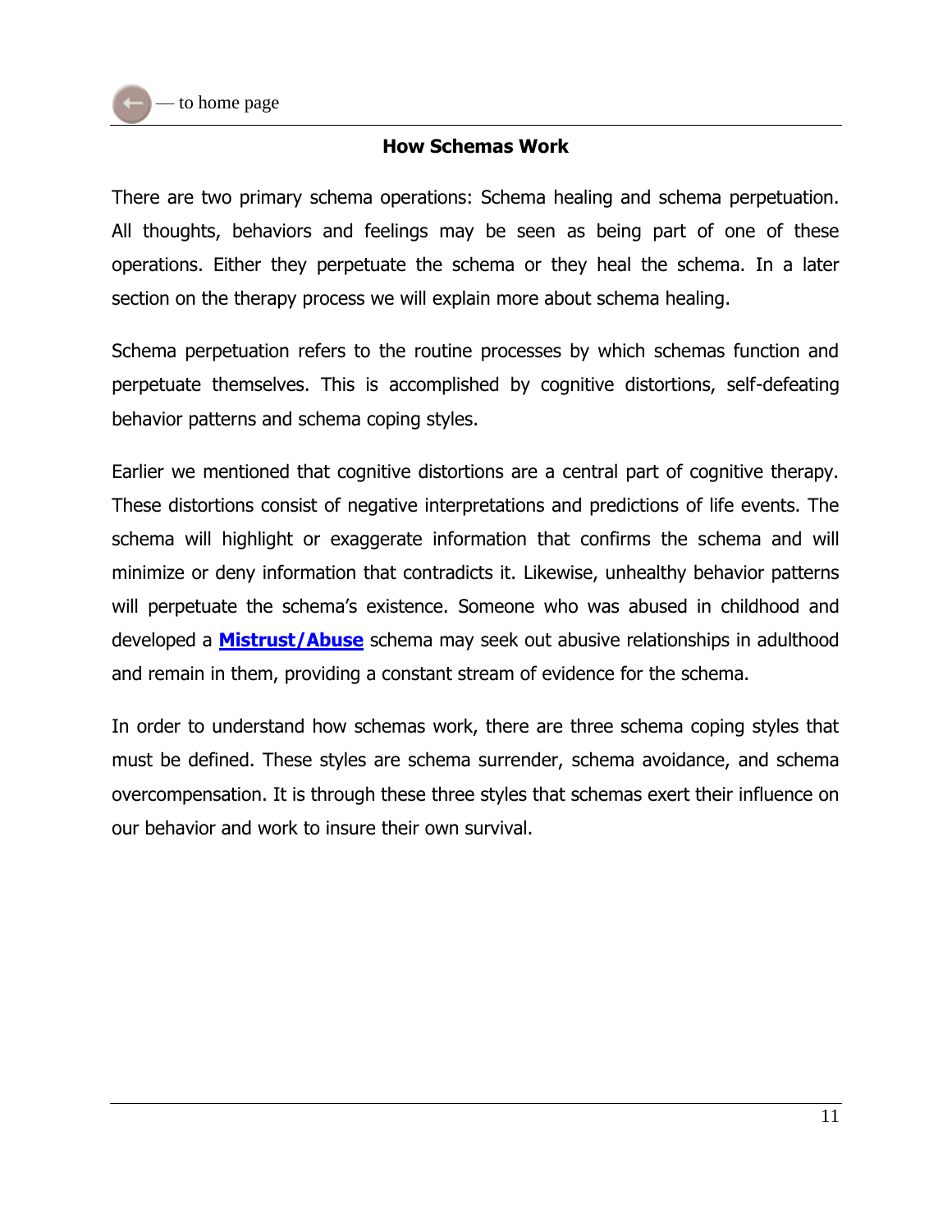## How Schemas Work

There are two primary schema operations: Schema healing and schema perpetuation. All thoughts, behaviors and feelings may be seen as being part of one of these operations. Either they perpetuate the schema or they heal the schema. In a later section on the therapy process we will explain more about schema healing.

Schema perpetuation refers to the routine processes by which schemas function and perpetuate themselves. This is accomplished by cognitive distortions, self-defeating behavior patterns and schema coping styles.

Earlier we mentioned that cognitive distortions are a central part of cognitive therapy. These distortions consist of negative interpretations and predictions of life events. The schema will highlight or exaggerate information that confirms the schema and will minimize or deny information that contradicts it. Likewise, unhealthy behavior patterns will perpetuate the schema's existence. Someone who was abused in childhood and developed a **Mistrust/Abuse** schema may seek out abusive relationships in adulthood and remain in them, providing a constant stream of evidence for the schema.

In order to understand how schemas work, there are three schema coping styles that must be defined. These styles are schema surrender, schema avoidance, and schema overcompensation. It is through these three styles that schemas exert their influence on our behavior and work to insure their own survival.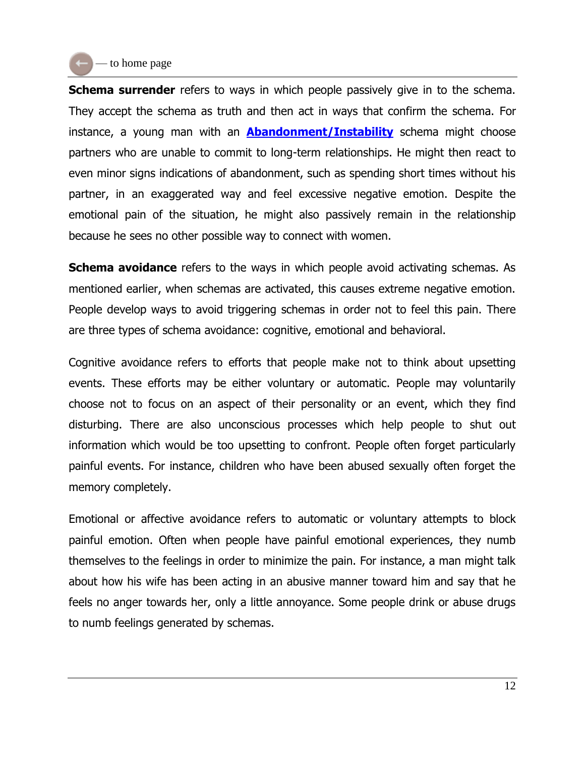**Schema surrender** refers to ways in which people passively give in to the schema. They accept the schema as truth and then act in ways that confirm the schema. For instance, a young man with an **Abandonment/Instability** schema might choose partners who are unable to commit to long-term relationships. He might then react to even minor signs indications of abandonment, such as spending short times without his partner, in an exaggerated way and feel excessive negative emotion. Despite the emotional pain of the situation, he might also passively remain in the relationship because he sees no other possible way to connect with women.

**Schema avoidance** refers to the ways in which people avoid activating schemas. As mentioned earlier, when schemas are activated, this causes extreme negative emotion. People develop ways to avoid triggering schemas in order not to feel this pain. There are three types of schema avoidance: cognitive, emotional and behavioral.

Cognitive avoidance refers to efforts that people make not to think about upsetting events. These efforts may be either voluntary or automatic. People may voluntarily choose not to focus on an aspect of their personality or an event, which they find disturbing. There are also unconscious processes which help people to shut out information which would be too upsetting to confront. People often forget particularly painful events. For instance, children who have been abused sexually often forget the memory completely.

Emotional or affective avoidance refers to automatic or voluntary attempts to block painful emotion. Often when people have painful emotional experiences, they numb themselves to the feelings in order to minimize the pain. For instance, a man might talk about how his wife has been acting in an abusive manner toward him and say that he feels no anger towards her, only a little annoyance. Some people drink or abuse drugs to numb feelings generated by schemas.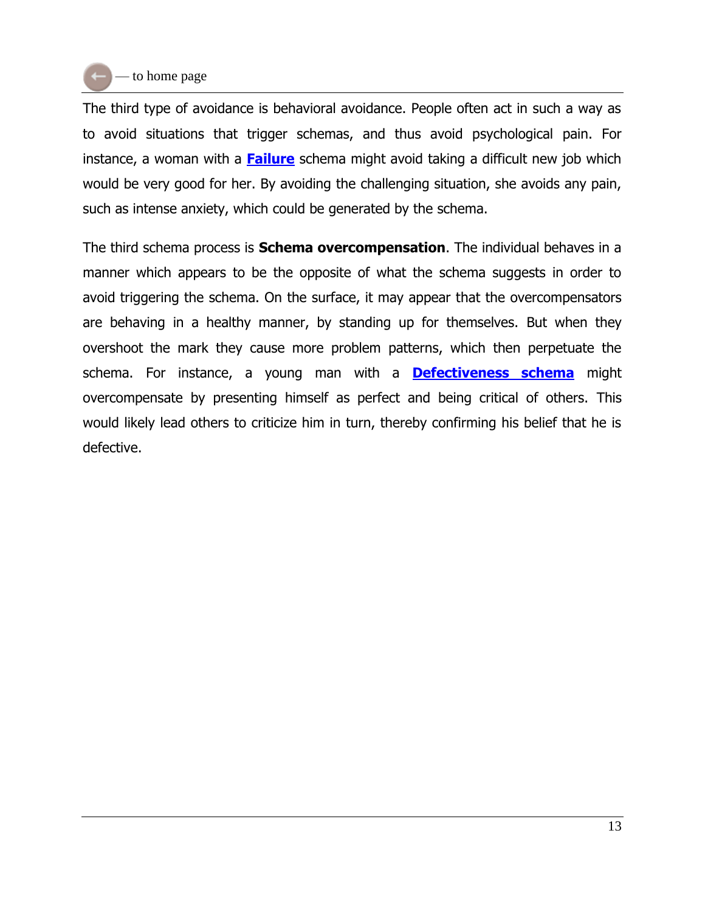The third type of avoidance is behavioral avoidance. People often act in such a way as to avoid situations that trigger schemas, and thus avoid psychological pain. For instance, a woman with a **Failure** schema might avoid taking a difficult new job which would be very good for her. By avoiding the challenging situation, she avoids any pain, such as intense anxiety, which could be generated by the schema.

The third schema process is **Schema overcompensation**. The individual behaves in a manner which appears to be the opposite of what the schema suggests in order to avoid triggering the schema. On the surface, it may appear that the overcompensators are behaving in a healthy manner, by standing up for themselves. But when they overshoot the mark they cause more problem patterns, which then perpetuate the schema. For instance, a young man with a **Defectiveness schema** might overcompensate by presenting himself as perfect and being critical of others. This would likely lead others to criticize him in turn, thereby confirming his belief that he is defective.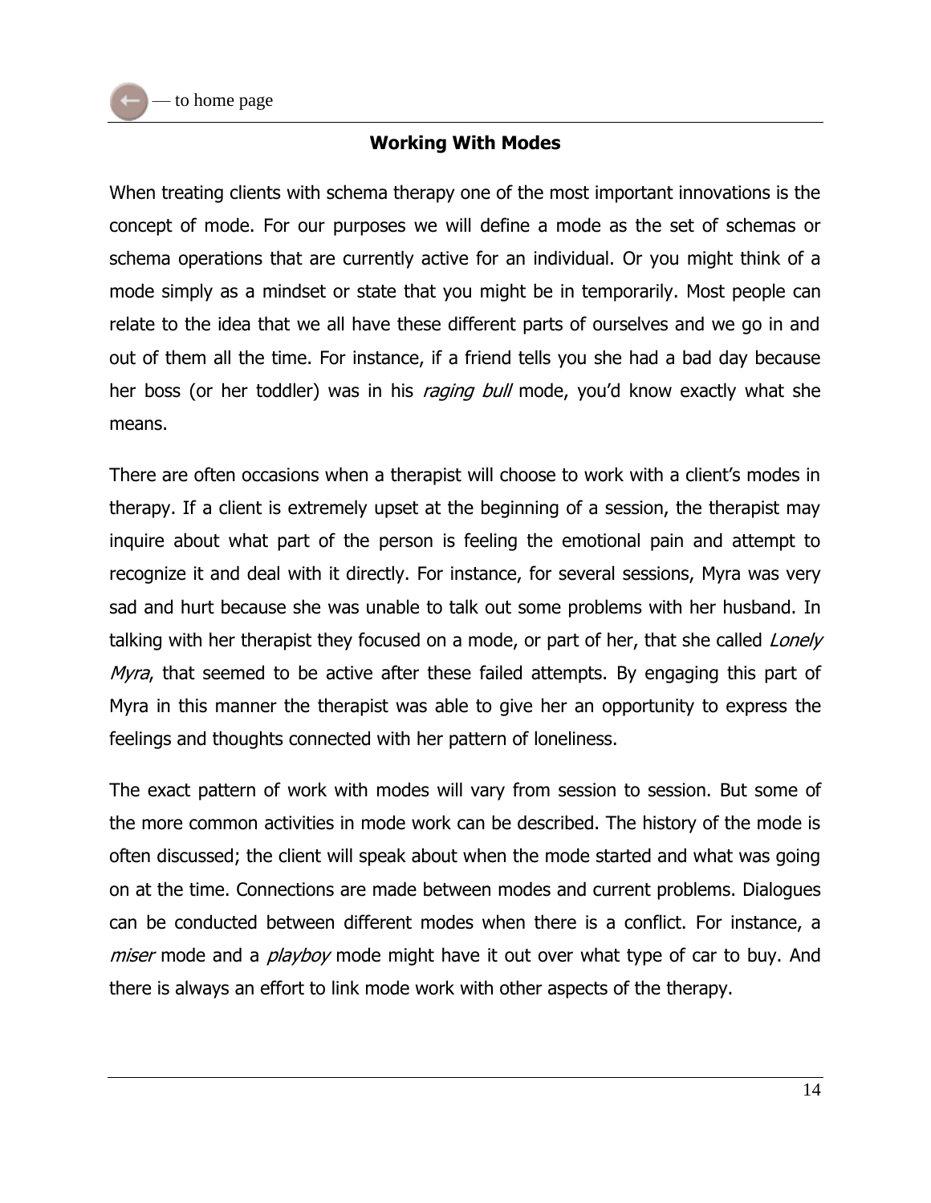## Working With Modes

When treating clients with schema therapy one of the most important innovations is the concept of mode. For our purposes we will define a mode as the set of schemas or schema operations that are currently active for an individual. Or you might think of a mode simply as a mindset or state that you might be in temporarily. Most people can relate to the idea that we all have these different parts of ourselves and we go in and out of them all the time. For instance, if a friend tells you she had a bad day because her boss (or her toddler) was in his *raging bull* mode, you'd know exactly what she means.

There are often occasions when a therapist will choose to work with a client's modes in therapy. If a client is extremely upset at the beginning of a session, the therapist may inquire about what part of the person is feeling the emotional pain and attempt to recognize it and deal with it directly. For instance, for several sessions, Myra was very sad and hurt because she was unable to talk out some problems with her husband. In talking with her therapist they focused on a mode, or part of her, that she called *Lonely Myra*, that seemed to be active after these failed attempts. By engaging this part of Myra in this manner the therapist was able to give her an opportunity to express the feelings and thoughts connected with her pattern of loneliness.

The exact pattern of work with modes will vary from session to session. But some of the more common activities in mode work can be described. The history of the mode is often discussed; the client will speak about when the mode started and what was going on at the time. Connections are made between modes and current problems. Dialogues can be conducted between different modes when there is a conflict. For instance, a *miser* mode and a *playboy* mode might have it out over what type of car to buy. And there is always an effort to link mode work with other aspects of the therapy.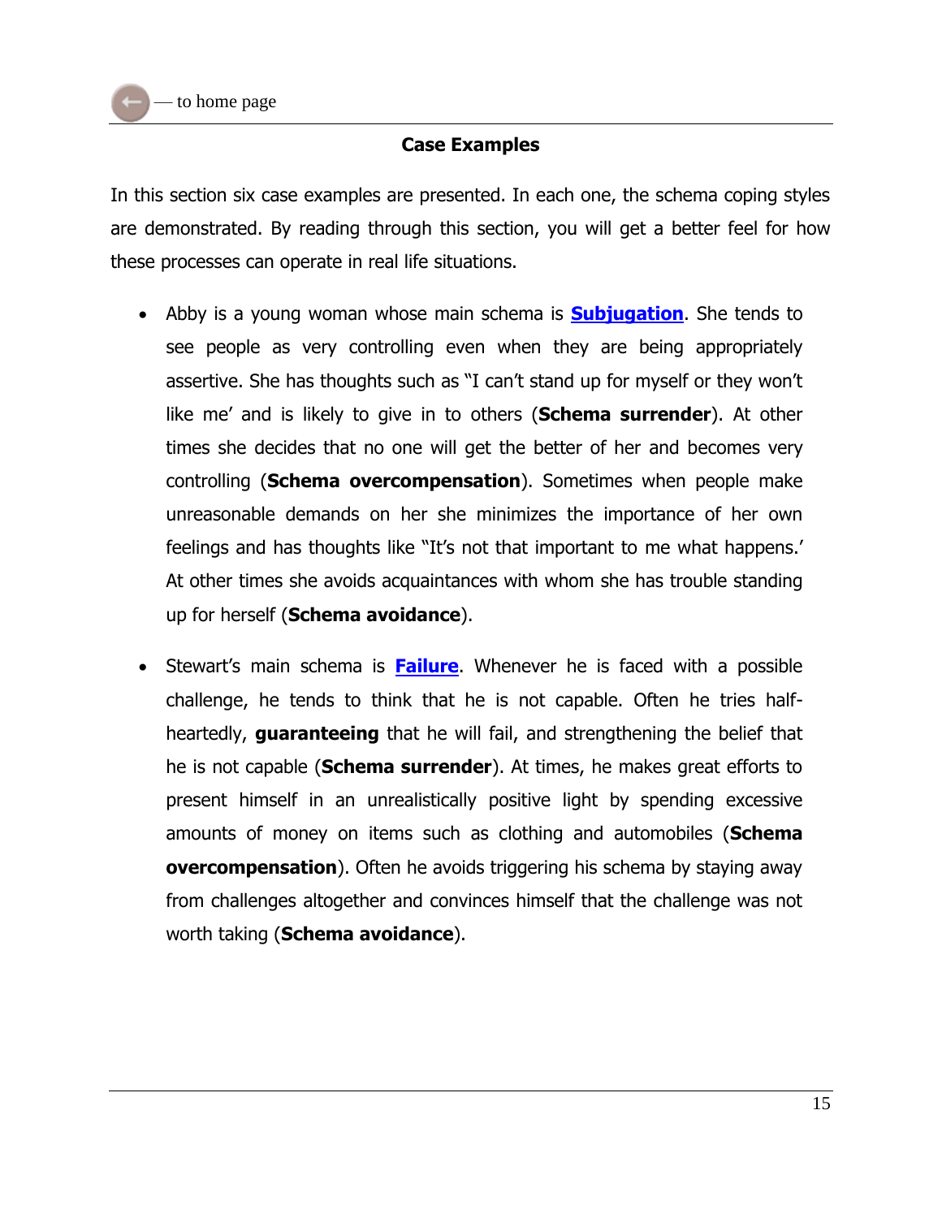## Case Examples

In this section six case examples are presented. In each one, the schema coping styles are demonstrated. By reading through this section, you will get a better feel for how these processes can operate in real life situations.

- Abby is a young woman whose main schema is **Subjugation**. She tends to see people as very controlling even when they are being appropriately assertive. She has thoughts such as "I can't stand up for myself or they won't like me' and is likely to give in to others (**Schema surrender**). At other times she decides that no one will get the better of her and becomes very controlling (**Schema overcompensation**). Sometimes when people make unreasonable demands on her she minimizes the importance of her own feelings and has thoughts like "It's not that important to me what happens.' At other times she avoids acquaintances with whom she has trouble standing up for herself (**Schema avoidance**).

- Stewart's main schema is **Failure**. Whenever he is faced with a possible challenge, he tends to think that he is not capable. Often he tries half-heartedly, **guaranteeing** that he will fail, and strengthening the belief that he is not capable (**Schema surrender**). At times, he makes great efforts to present himself in an unrealistically positive light by spending excessive amounts of money on items such as clothing and automobiles (**Schema overcompensation**). Often he avoids triggering his schema by staying away from challenges altogether and convinces himself that the challenge was not worth taking (**Schema avoidance**).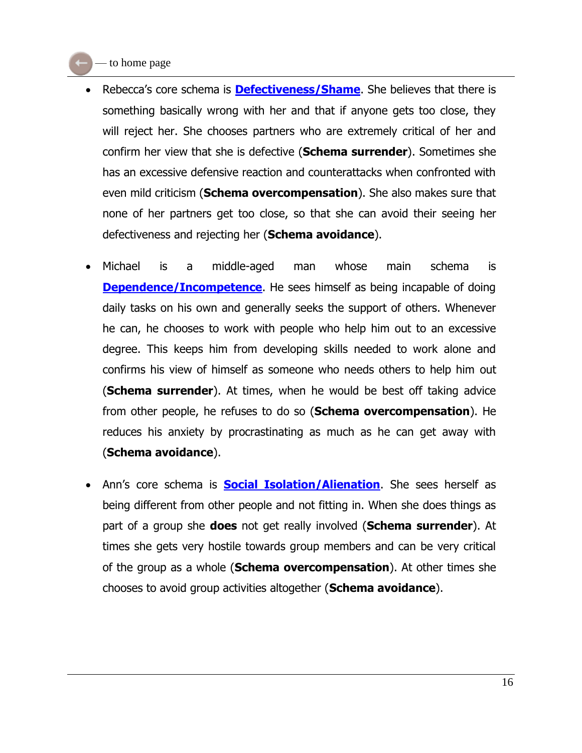- Rebecca's core schema is **Defectiveness/Shame**. She believes that there is something basically wrong with her and that if anyone gets too close, they will reject her. She chooses partners who are extremely critical of her and confirm her view that she is defective (**Schema surrender**). Sometimes she has an excessive defensive reaction and counterattacks when confronted with even mild criticism (**Schema overcompensation**). She also makes sure that none of her partners get too close, so that she can avoid their seeing her defectiveness and rejecting her (**Schema avoidance**).

- Michael is a middle-aged man whose main schema is **Dependence/Incompetence**. He sees himself as being incapable of doing daily tasks on his own and generally seeks the support of others. Whenever he can, he chooses to work with people who help him out to an excessive degree. This keeps him from developing skills needed to work alone and confirms his view of himself as someone who needs others to help him out (**Schema surrender**). At times, when he would be best off taking advice from other people, he refuses to do so (**Schema overcompensation**). He reduces his anxiety by procrastinating as much as he can get away with (**Schema avoidance**).

- Ann's core schema is **Social Isolation/Alienation**. She sees herself as being different from other people and not fitting in. When she does things as part of a group she **does** not get really involved (**Schema surrender**). At times she gets very hostile towards group members and can be very critical of the group as a whole (**Schema overcompensation**). At other times she chooses to avoid group activities altogether (**Schema avoidance**).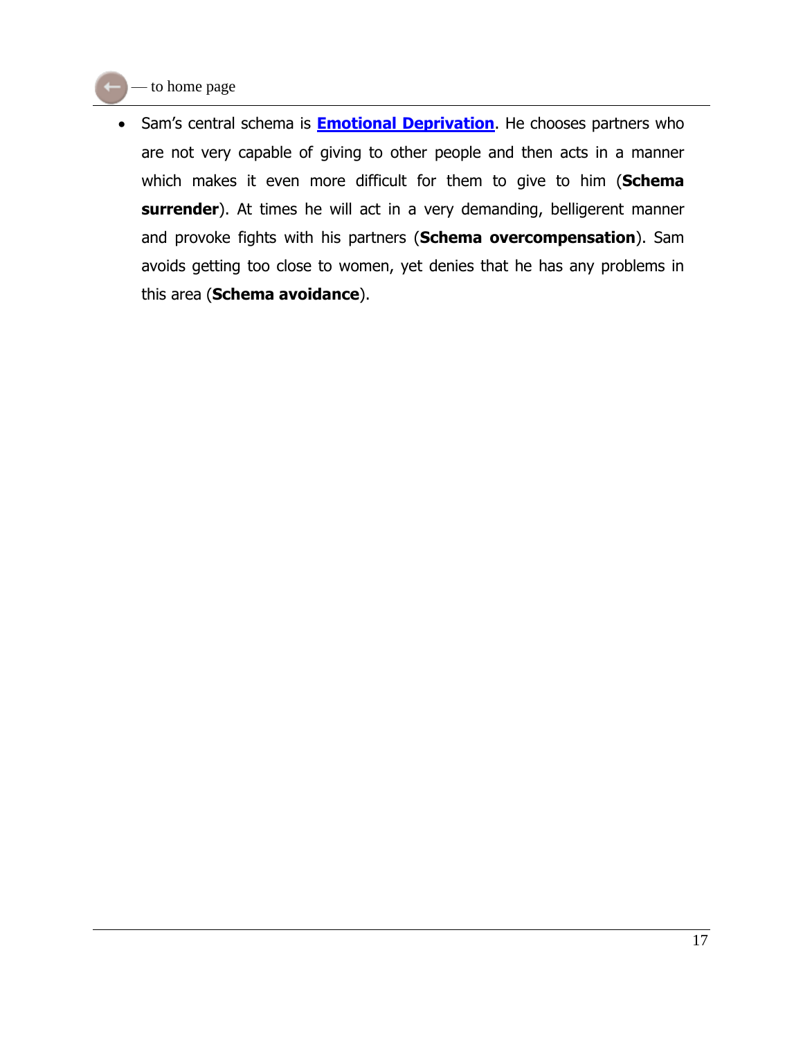- Sam's central schema is **Emotional Deprivation**. He chooses partners who are not very capable of giving to other people and then acts in a manner which makes it even more difficult for them to give to him (**Schema surrender**). At times he will act in a very demanding, belligerent manner and provoke fights with his partners (**Schema overcompensation**). Sam avoids getting too close to women, yet denies that he has any problems in this area (**Schema avoidance**).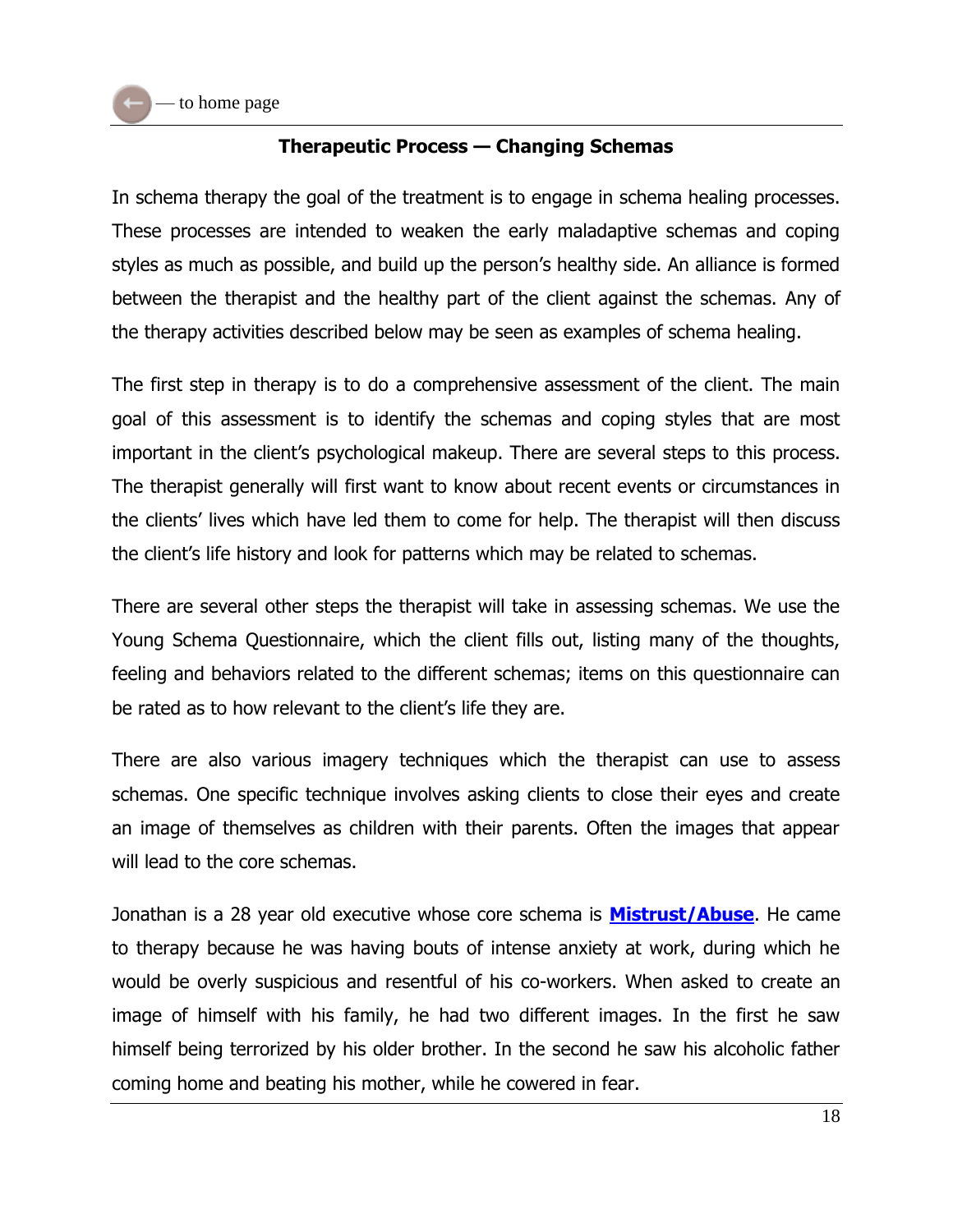## Therapeutic Process — Changing Schemas

In schema therapy the goal of the treatment is to engage in schema healing processes. These processes are intended to weaken the early maladaptive schemas and coping styles as much as possible, and build up the person's healthy side. An alliance is formed between the therapist and the healthy part of the client against the schemas. Any of the therapy activities described below may be seen as examples of schema healing.

The first step in therapy is to do a comprehensive assessment of the client. The main goal of this assessment is to identify the schemas and coping styles that are most important in the client's psychological makeup. There are several steps to this process. The therapist generally will first want to know about recent events or circumstances in the clients' lives which have led them to come for help. The therapist will then discuss the client's life history and look for patterns which may be related to schemas.

There are several other steps the therapist will take in assessing schemas. We use the Young Schema Questionnaire, which the client fills out, listing many of the thoughts, feeling and behaviors related to the different schemas; items on this questionnaire can be rated as to how relevant to the client's life they are.

There are also various imagery techniques which the therapist can use to assess schemas. One specific technique involves asking clients to close their eyes and create an image of themselves as children with their parents. Often the images that appear will lead to the core schemas.

Jonathan is a 28 year old executive whose core schema is **Mistrust/Abuse**. He came to therapy because he was having bouts of intense anxiety at work, during which he would be overly suspicious and resentful of his co-workers. When asked to create an image of himself with his family, he had two different images. In the first he saw himself being terrorized by his older brother. In the second he saw his alcoholic father coming home and beating his mother, while he cowered in fear.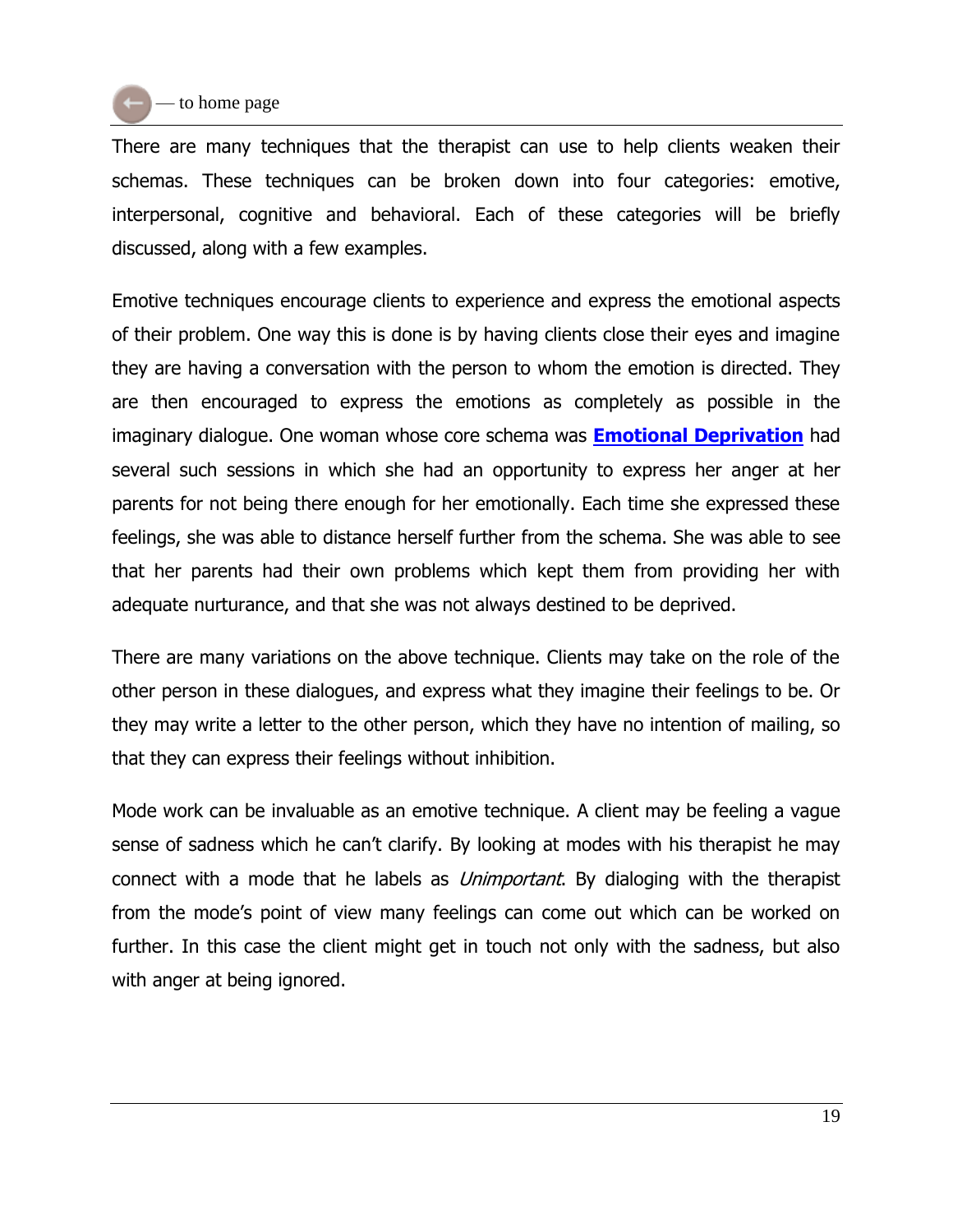There are many techniques that the therapist can use to help clients weaken their schemas. These techniques can be broken down into four categories: emotive, interpersonal, cognitive and behavioral. Each of these categories will be briefly discussed, along with a few examples.

Emotive techniques encourage clients to experience and express the emotional aspects of their problem. One way this is done is by having clients close their eyes and imagine they are having a conversation with the person to whom the emotion is directed. They are then encouraged to express the emotions as completely as possible in the imaginary dialogue. One woman whose core schema was **Emotional Deprivation** had several such sessions in which she had an opportunity to express her anger at her parents for not being there enough for her emotionally. Each time she expressed these feelings, she was able to distance herself further from the schema. She was able to see that her parents had their own problems which kept them from providing her with adequate nurturance, and that she was not always destined to be deprived.

There are many variations on the above technique. Clients may take on the role of the other person in these dialogues, and express what they imagine their feelings to be. Or they may write a letter to the other person, which they have no intention of mailing, so that they can express their feelings without inhibition.

Mode work can be invaluable as an emotive technique. A client may be feeling a vague sense of sadness which he can't clarify. By looking at modes with his therapist he may connect with a mode that he labels as *Unimportant*. By dialoging with the therapist from the mode's point of view many feelings can come out which can be worked on further. In this case the client might get in touch not only with the sadness, but also with anger at being ignored.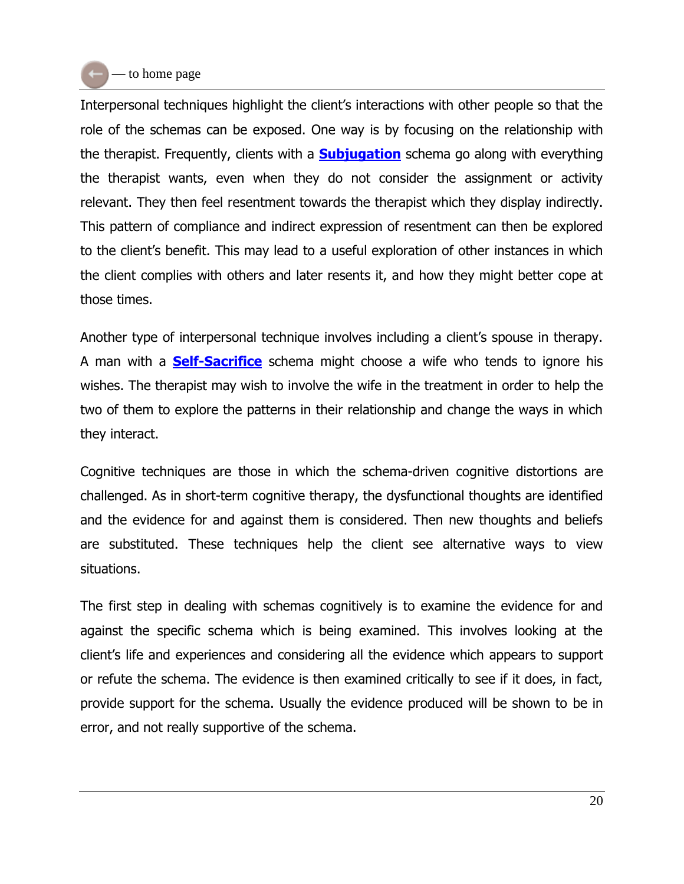Interpersonal techniques highlight the client's interactions with other people so that the role of the schemas can be exposed. One way is by focusing on the relationship with the therapist. Frequently, clients with a **Subjugation** schema go along with everything the therapist wants, even when they do not consider the assignment or activity relevant. They then feel resentment towards the therapist which they display indirectly. This pattern of compliance and indirect expression of resentment can then be explored to the client's benefit. This may lead to a useful exploration of other instances in which the client complies with others and later resents it, and how they might better cope at those times.

Another type of interpersonal technique involves including a client's spouse in therapy. A man with a **Self-Sacrifice** schema might choose a wife who tends to ignore his wishes. The therapist may wish to involve the wife in the treatment in order to help the two of them to explore the patterns in their relationship and change the ways in which they interact.

Cognitive techniques are those in which the schema-driven cognitive distortions are challenged. As in short-term cognitive therapy, the dysfunctional thoughts are identified and the evidence for and against them is considered. Then new thoughts and beliefs are substituted. These techniques help the client see alternative ways to view situations.

The first step in dealing with schemas cognitively is to examine the evidence for and against the specific schema which is being examined. This involves looking at the client's life and experiences and considering all the evidence which appears to support or refute the schema. The evidence is then examined critically to see if it does, in fact, provide support for the schema. Usually the evidence produced will be shown to be in error, and not really supportive of the schema.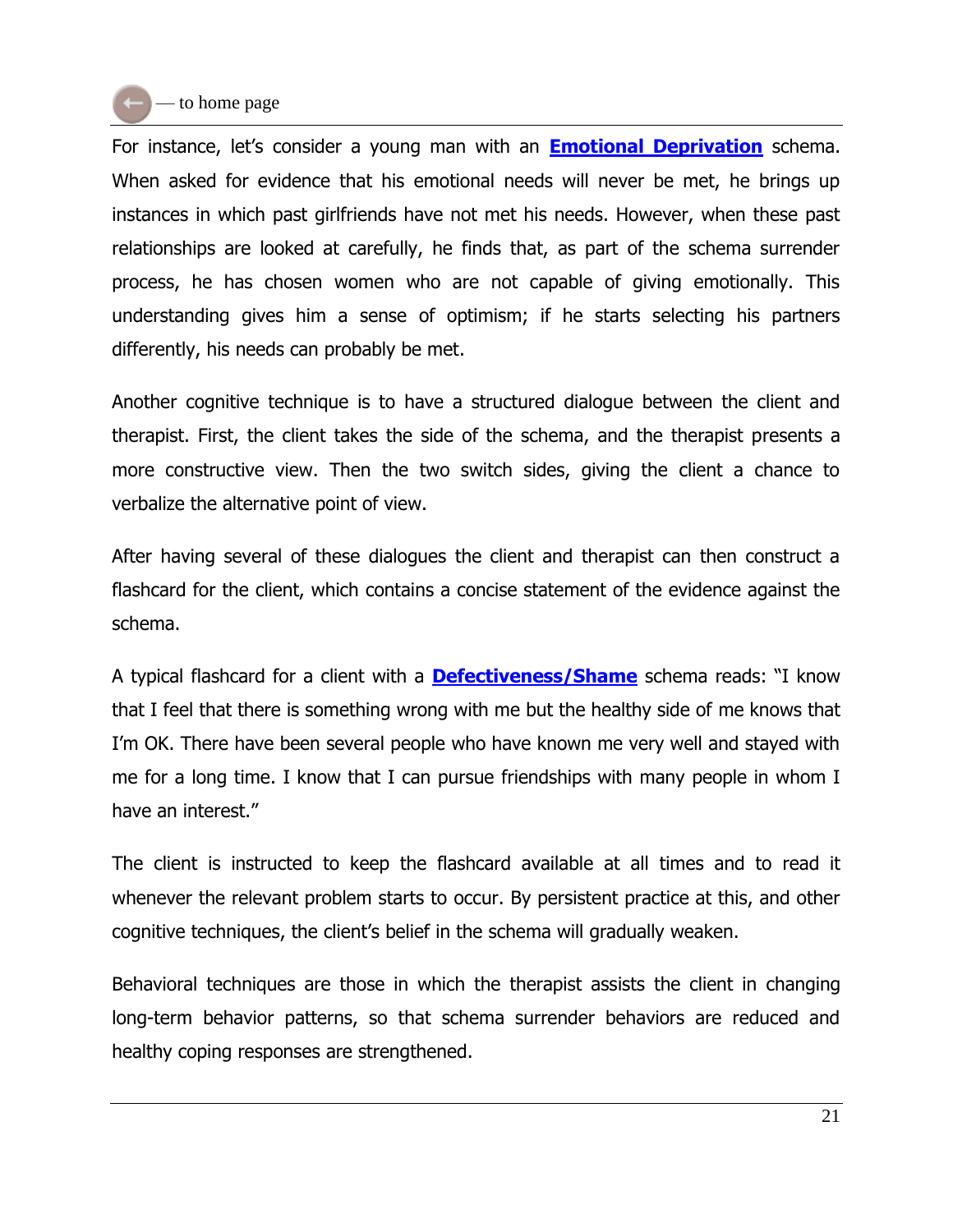For instance, let's consider a young man with an **Emotional Deprivation** schema. When asked for evidence that his emotional needs will never be met, he brings up instances in which past girlfriends have not met his needs. However, when these past relationships are looked at carefully, he finds that, as part of the schema surrender process, he has chosen women who are not capable of giving emotionally. This understanding gives him a sense of optimism; if he starts selecting his partners differently, his needs can probably be met.

Another cognitive technique is to have a structured dialogue between the client and therapist. First, the client takes the side of the schema, and the therapist presents a more constructive view. Then the two switch sides, giving the client a chance to verbalize the alternative point of view.

After having several of these dialogues the client and therapist can then construct a flashcard for the client, which contains a concise statement of the evidence against the schema.

A typical flashcard for a client with a **Defectiveness/Shame** schema reads: "I know that I feel that there is something wrong with me but the healthy side of me knows that I'm OK. There have been several people who have known me very well and stayed with me for a long time. I know that I can pursue friendships with many people in whom I have an interest."

The client is instructed to keep the flashcard available at all times and to read it whenever the relevant problem starts to occur. By persistent practice at this, and other cognitive techniques, the client's belief in the schema will gradually weaken.

Behavioral techniques are those in which the therapist assists the client in changing long-term behavior patterns, so that schema surrender behaviors are reduced and healthy coping responses are strengthened.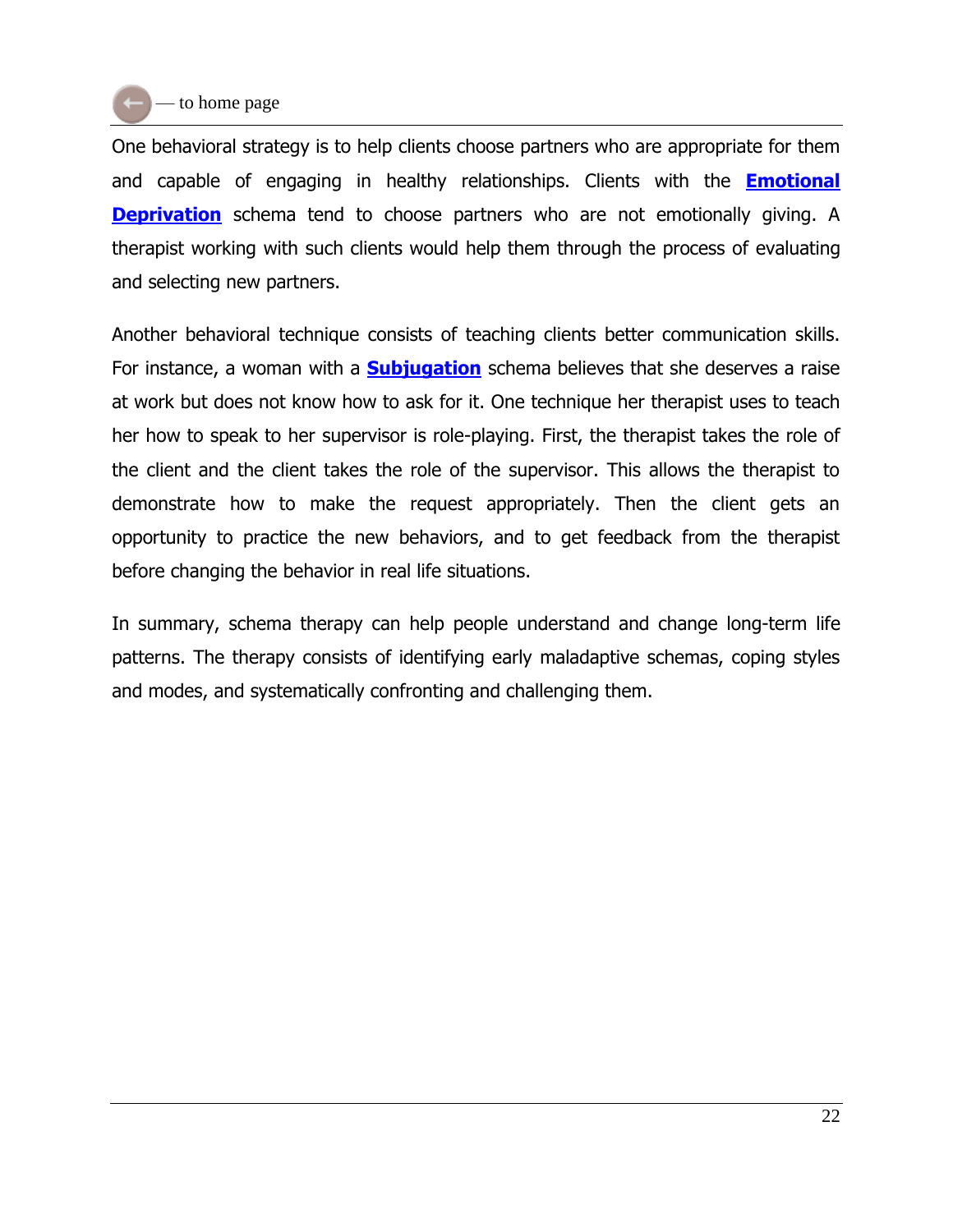One behavioral strategy is to help clients choose partners who are appropriate for them and capable of engaging in healthy relationships. Clients with the **Emotional Deprivation** schema tend to choose partners who are not emotionally giving. A therapist working with such clients would help them through the process of evaluating and selecting new partners.

Another behavioral technique consists of teaching clients better communication skills. For instance, a woman with a **Subjugation** schema believes that she deserves a raise at work but does not know how to ask for it. One technique her therapist uses to teach her how to speak to her supervisor is role-playing. First, the therapist takes the role of the client and the client takes the role of the supervisor. This allows the therapist to demonstrate how to make the request appropriately. Then the client gets an opportunity to practice the new behaviors, and to get feedback from the therapist before changing the behavior in real life situations.

In summary, schema therapy can help people understand and change long-term life patterns. The therapy consists of identifying early maladaptive schemas, coping styles and modes, and systematically confronting and challenging them.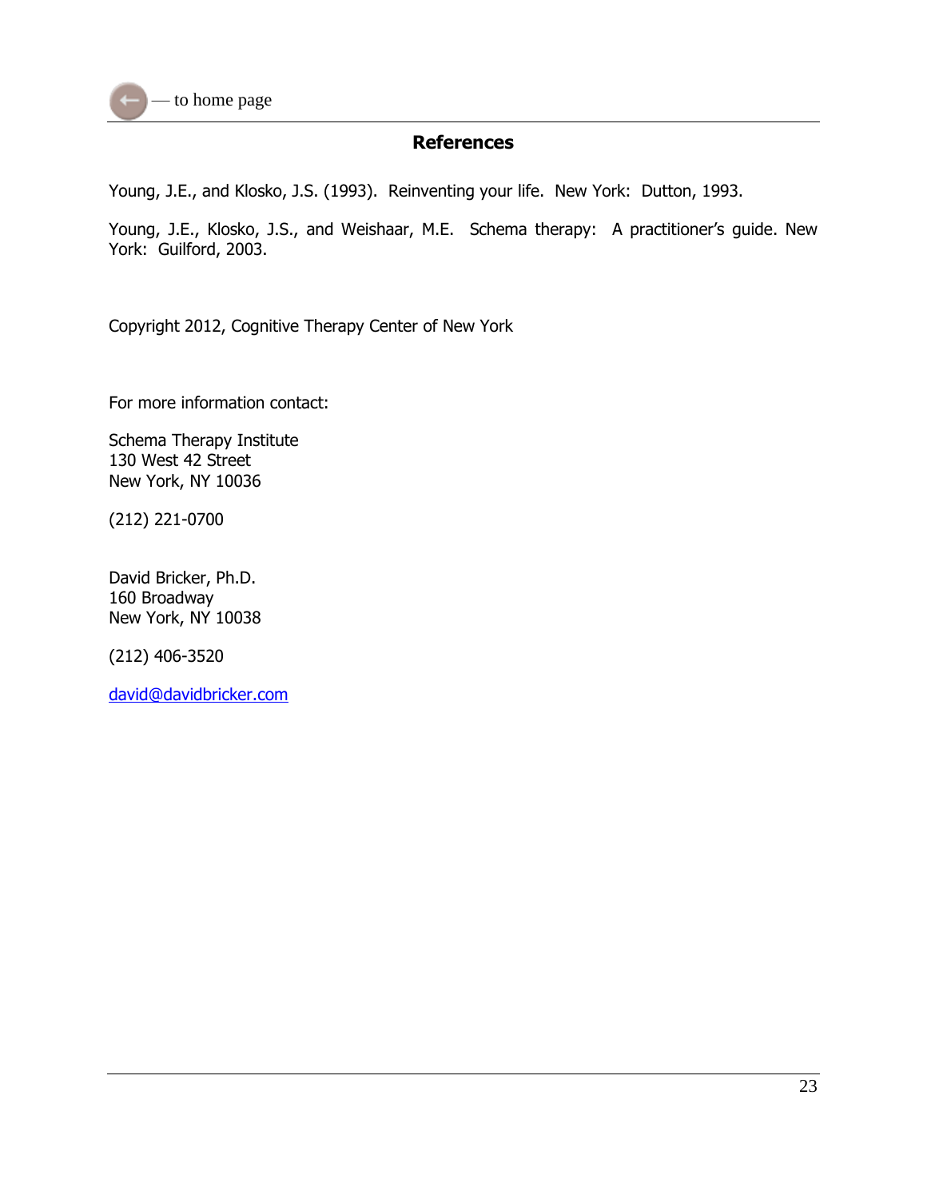— to home page

## References

Young, J.E., and Klosko, J.S. (1993). Reinventing your life. New York: Dutton, 1993.

Young, J.E., Klosko, J.S., and Weishaar, M.E. Schema therapy: A practitioner's guide. New York: Guilford, 2003.

Copyright 2012, Cognitive Therapy Center of New York

For more information contact:

Schema Therapy Institute
130 West 42 Street
New York, NY 10036

(212) 221-0700

David Bricker, Ph.D.
160 Broadway
New York, NY 10038

(212) 406-3520

david@davidbricker.com